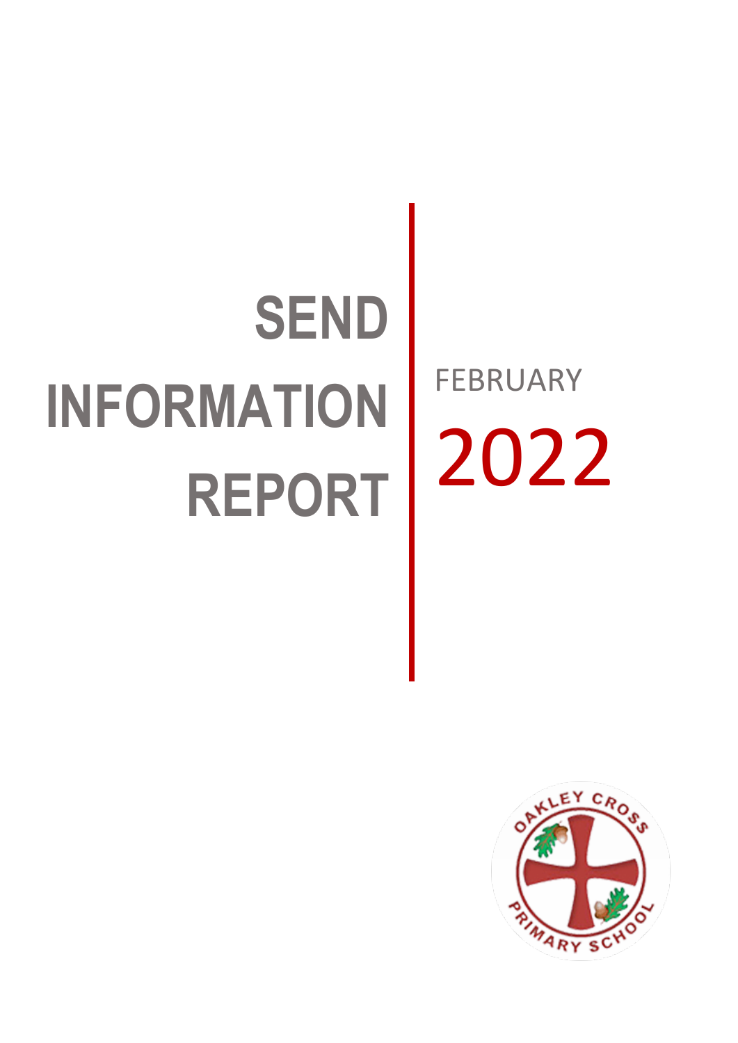# SEND INFORMATION REPORT

FEBRUARY

2022

OAKLEY CROSS PRIMARY SCHOOL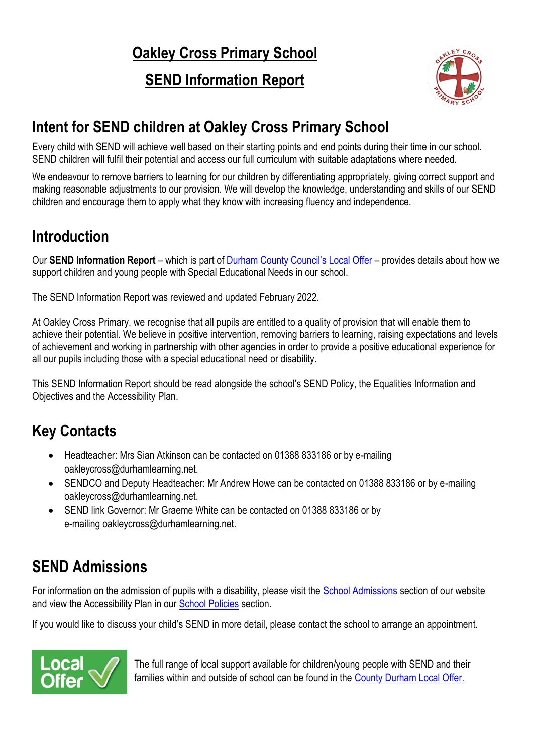# Oakley Cross Primary School

# SEND Information Report

## Intent for SEND children at Oakley Cross Primary School

Every child with SEND will achieve well based on their starting points and end points during their time in our school. SEND children will fulfil their potential and access our full curriculum with suitable adaptations where needed.

We endeavour to remove barriers to learning for our children by differentiating appropriately, giving correct support and making reasonable adjustments to our provision. We will develop the knowledge, understanding and skills of our SEND children and encourage them to apply what they know with increasing fluency and independence.

## Introduction

Our **SEND Information Report** – which is part of Durham County Council's Local Offer – provides details about how we support children and young people with Special Educational Needs in our school.

The SEND Information Report was reviewed and updated February 2022.

At Oakley Cross Primary, we recognise that all pupils are entitled to a quality of provision that will enable them to achieve their potential. We believe in positive intervention, removing barriers to learning, raising expectations and levels of achievement and working in partnership with other agencies in order to provide a positive educational experience for all our pupils including those with a special educational need or disability.

This SEND Information Report should be read alongside the school's SEND Policy, the Equalities Information and Objectives and the Accessibility Plan.

## Key Contacts

- Headteacher: Mrs Sian Atkinson can be contacted on 01388 833186 or by e-mailing oakleycross@durhamlearning.net.
- SENDCO and Deputy Headteacher: Mr Andrew Howe can be contacted on 01388 833186 or by e-mailing oakleycross@durhamlearning.net.
- SEND link Governor: Mr Graeme White can be contacted on 01388 833186 or by e-mailing oakleycross@durhamlearning.net.

## SEND Admissions

For information on the admission of pupils with a disability, please visit the School Admissions section of our website and view the Accessibility Plan in our School Policies section.

If you would like to discuss your child's SEND in more detail, please contact the school to arrange an appointment.

Local Offer

The full range of local support available for children/young people with SEND and their families within and outside of school can be found in the County Durham Local Offer.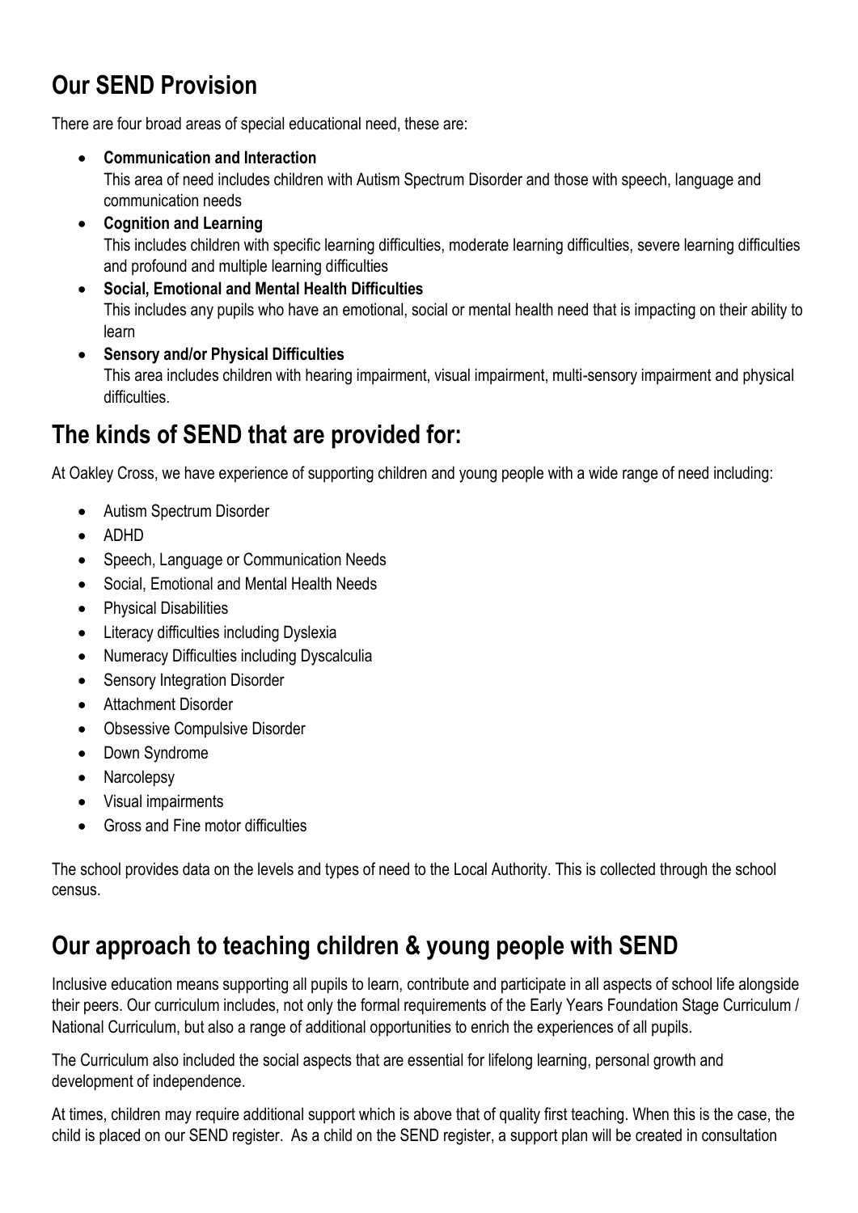## Our SEND Provision

There are four broad areas of special educational need, these are:

- **Communication and Interaction**
  This area of need includes children with Autism Spectrum Disorder and those with speech, language and communication needs
- **Cognition and Learning**
  This includes children with specific learning difficulties, moderate learning difficulties, severe learning difficulties and profound and multiple learning difficulties
- **Social, Emotional and Mental Health Difficulties**
  This includes any pupils who have an emotional, social or mental health need that is impacting on their ability to learn
- **Sensory and/or Physical Difficulties**
  This area includes children with hearing impairment, visual impairment, multi-sensory impairment and physical difficulties.

## The kinds of SEND that are provided for:

At Oakley Cross, we have experience of supporting children and young people with a wide range of need including:

- Autism Spectrum Disorder
- ADHD
- Speech, Language or Communication Needs
- Social, Emotional and Mental Health Needs
- Physical Disabilities
- Literacy difficulties including Dyslexia
- Numeracy Difficulties including Dyscalculia
- Sensory Integration Disorder
- Attachment Disorder
- Obsessive Compulsive Disorder
- Down Syndrome
- Narcolepsy
- Visual impairments
- Gross and Fine motor difficulties

The school provides data on the levels and types of need to the Local Authority. This is collected through the school census.

## Our approach to teaching children & young people with SEND

Inclusive education means supporting all pupils to learn, contribute and participate in all aspects of school life alongside their peers. Our curriculum includes, not only the formal requirements of the Early Years Foundation Stage Curriculum / National Curriculum, but also a range of additional opportunities to enrich the experiences of all pupils.

The Curriculum also included the social aspects that are essential for lifelong learning, personal growth and development of independence.

At times, children may require additional support which is above that of quality first teaching. When this is the case, the child is placed on our SEND register. As a child on the SEND register, a support plan will be created in consultation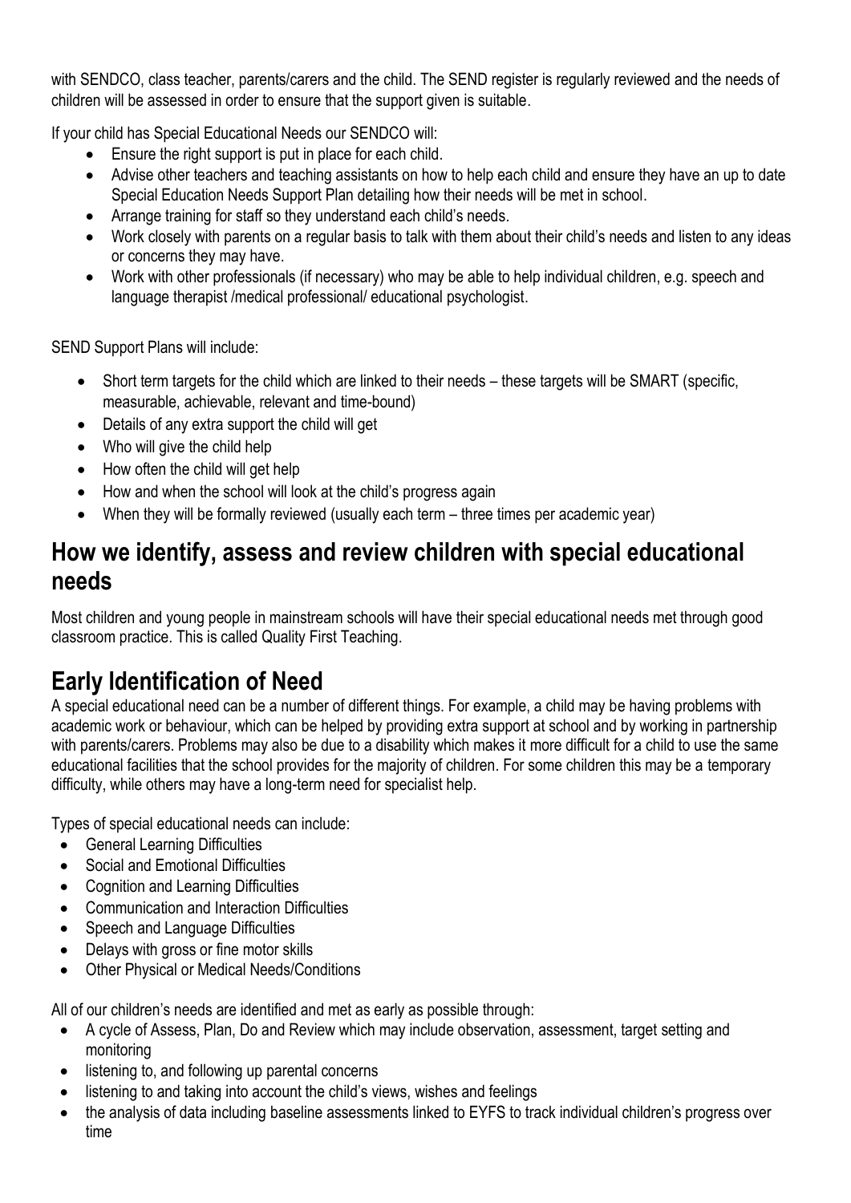with SENDCO, class teacher, parents/carers and the child. The SEND register is regularly reviewed and the needs of children will be assessed in order to ensure that the support given is suitable.

If your child has Special Educational Needs our SENDCO will:

- Ensure the right support is put in place for each child.
- Advise other teachers and teaching assistants on how to help each child and ensure they have an up to date Special Education Needs Support Plan detailing how their needs will be met in school.
- Arrange training for staff so they understand each child's needs.
- Work closely with parents on a regular basis to talk with them about their child's needs and listen to any ideas or concerns they may have.
- Work with other professionals (if necessary) who may be able to help individual children, e.g. speech and language therapist /medical professional/ educational psychologist.

SEND Support Plans will include:

- Short term targets for the child which are linked to their needs – these targets will be SMART (specific, measurable, achievable, relevant and time-bound)
- Details of any extra support the child will get
- Who will give the child help
- How often the child will get help
- How and when the school will look at the child's progress again
- When they will be formally reviewed (usually each term – three times per academic year)

## How we identify, assess and review children with special educational needs

Most children and young people in mainstream schools will have their special educational needs met through good classroom practice. This is called Quality First Teaching.

## Early Identification of Need

A special educational need can be a number of different things. For example, a child may be having problems with academic work or behaviour, which can be helped by providing extra support at school and by working in partnership with parents/carers. Problems may also be due to a disability which makes it more difficult for a child to use the same educational facilities that the school provides for the majority of children. For some children this may be a temporary difficulty, while others may have a long-term need for specialist help.

Types of special educational needs can include:

- General Learning Difficulties
- Social and Emotional Difficulties
- Cognition and Learning Difficulties
- Communication and Interaction Difficulties
- Speech and Language Difficulties
- Delays with gross or fine motor skills
- Other Physical or Medical Needs/Conditions

All of our children's needs are identified and met as early as possible through:

- A cycle of Assess, Plan, Do and Review which may include observation, assessment, target setting and monitoring
- listening to, and following up parental concerns
- listening to and taking into account the child's views, wishes and feelings
- the analysis of data including baseline assessments linked to EYFS to track individual children's progress over time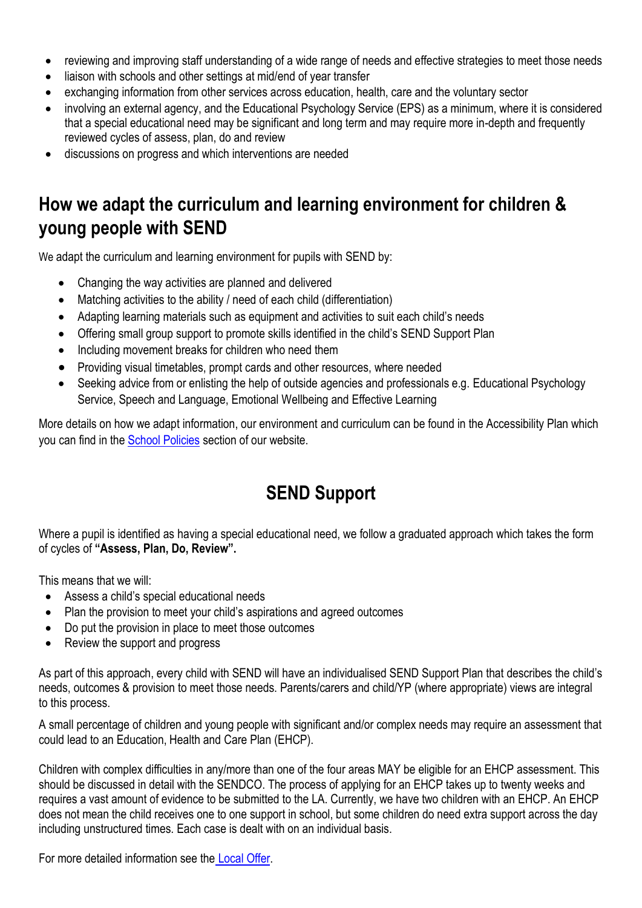- reviewing and improving staff understanding of a wide range of needs and effective strategies to meet those needs
- liaison with schools and other settings at mid/end of year transfer
- exchanging information from other services across education, health, care and the voluntary sector
- involving an external agency, and the Educational Psychology Service (EPS) as a minimum, where it is considered that a special educational need may be significant and long term and may require more in-depth and frequently reviewed cycles of assess, plan, do and review
- discussions on progress and which interventions are needed

## How we adapt the curriculum and learning environment for children & young people with SEND

We adapt the curriculum and learning environment for pupils with SEND by:

- Changing the way activities are planned and delivered
- Matching activities to the ability / need of each child (differentiation)
- Adapting learning materials such as equipment and activities to suit each child's needs
- Offering small group support to promote skills identified in the child's SEND Support Plan
- Including movement breaks for children who need them
- Providing visual timetables, prompt cards and other resources, where needed
- Seeking advice from or enlisting the help of outside agencies and professionals e.g. Educational Psychology Service, Speech and Language, Emotional Wellbeing and Effective Learning

More details on how we adapt information, our environment and curriculum can be found in the Accessibility Plan which you can find in the School Policies section of our website.

## SEND Support

Where a pupil is identified as having a special educational need, we follow a graduated approach which takes the form of cycles of **"Assess, Plan, Do, Review".**

This means that we will:

- Assess a child's special educational needs
- Plan the provision to meet your child's aspirations and agreed outcomes
- Do put the provision in place to meet those outcomes
- Review the support and progress

As part of this approach, every child with SEND will have an individualised SEND Support Plan that describes the child's needs, outcomes & provision to meet those needs. Parents/carers and child/YP (where appropriate) views are integral to this process.

A small percentage of children and young people with significant and/or complex needs may require an assessment that could lead to an Education, Health and Care Plan (EHCP).

Children with complex difficulties in any/more than one of the four areas MAY be eligible for an EHCP assessment. This should be discussed in detail with the SENDCO. The process of applying for an EHCP takes up to twenty weeks and requires a vast amount of evidence to be submitted to the LA. Currently, we have two children with an EHCP. An EHCP does not mean the child receives one to one support in school, but some children do need extra support across the day including unstructured times. Each case is dealt with on an individual basis.

For more detailed information see the Local Offer.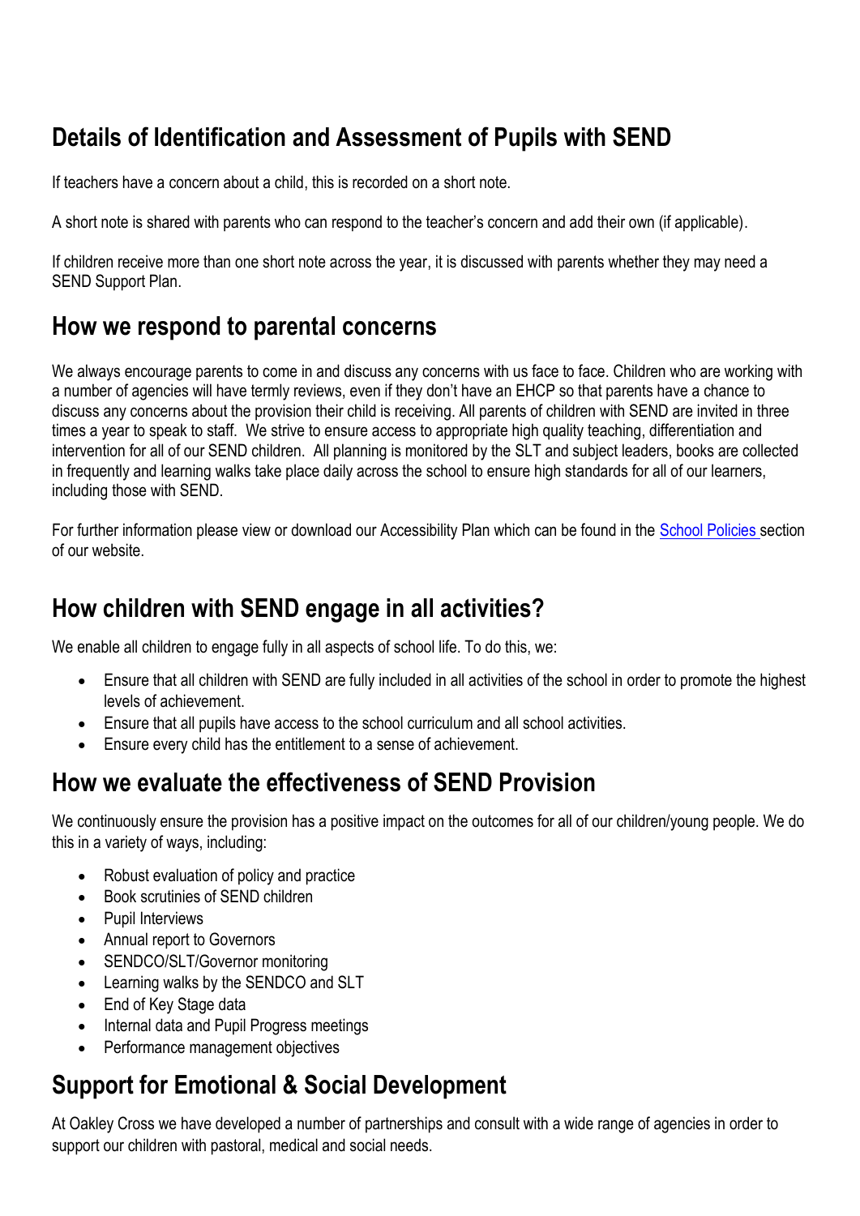## Details of Identification and Assessment of Pupils with SEND

If teachers have a concern about a child, this is recorded on a short note.

A short note is shared with parents who can respond to the teacher's concern and add their own (if applicable).

If children receive more than one short note across the year, it is discussed with parents whether they may need a SEND Support Plan.

## How we respond to parental concerns

We always encourage parents to come in and discuss any concerns with us face to face. Children who are working with a number of agencies will have termly reviews, even if they don't have an EHCP so that parents have a chance to discuss any concerns about the provision their child is receiving. All parents of children with SEND are invited in three times a year to speak to staff. We strive to ensure access to appropriate high quality teaching, differentiation and intervention for all of our SEND children. All planning is monitored by the SLT and subject leaders, books are collected in frequently and learning walks take place daily across the school to ensure high standards for all of our learners, including those with SEND.

For further information please view or download our Accessibility Plan which can be found in the School Policies section of our website.

## How children with SEND engage in all activities?

We enable all children to engage fully in all aspects of school life. To do this, we:

- Ensure that all children with SEND are fully included in all activities of the school in order to promote the highest levels of achievement.
- Ensure that all pupils have access to the school curriculum and all school activities.
- Ensure every child has the entitlement to a sense of achievement.

## How we evaluate the effectiveness of SEND Provision

We continuously ensure the provision has a positive impact on the outcomes for all of our children/young people. We do this in a variety of ways, including:

- Robust evaluation of policy and practice
- Book scrutinies of SEND children
- Pupil Interviews
- Annual report to Governors
- SENDCO/SLT/Governor monitoring
- Learning walks by the SENDCO and SLT
- End of Key Stage data
- Internal data and Pupil Progress meetings
- Performance management objectives

## Support for Emotional & Social Development

At Oakley Cross we have developed a number of partnerships and consult with a wide range of agencies in order to support our children with pastoral, medical and social needs.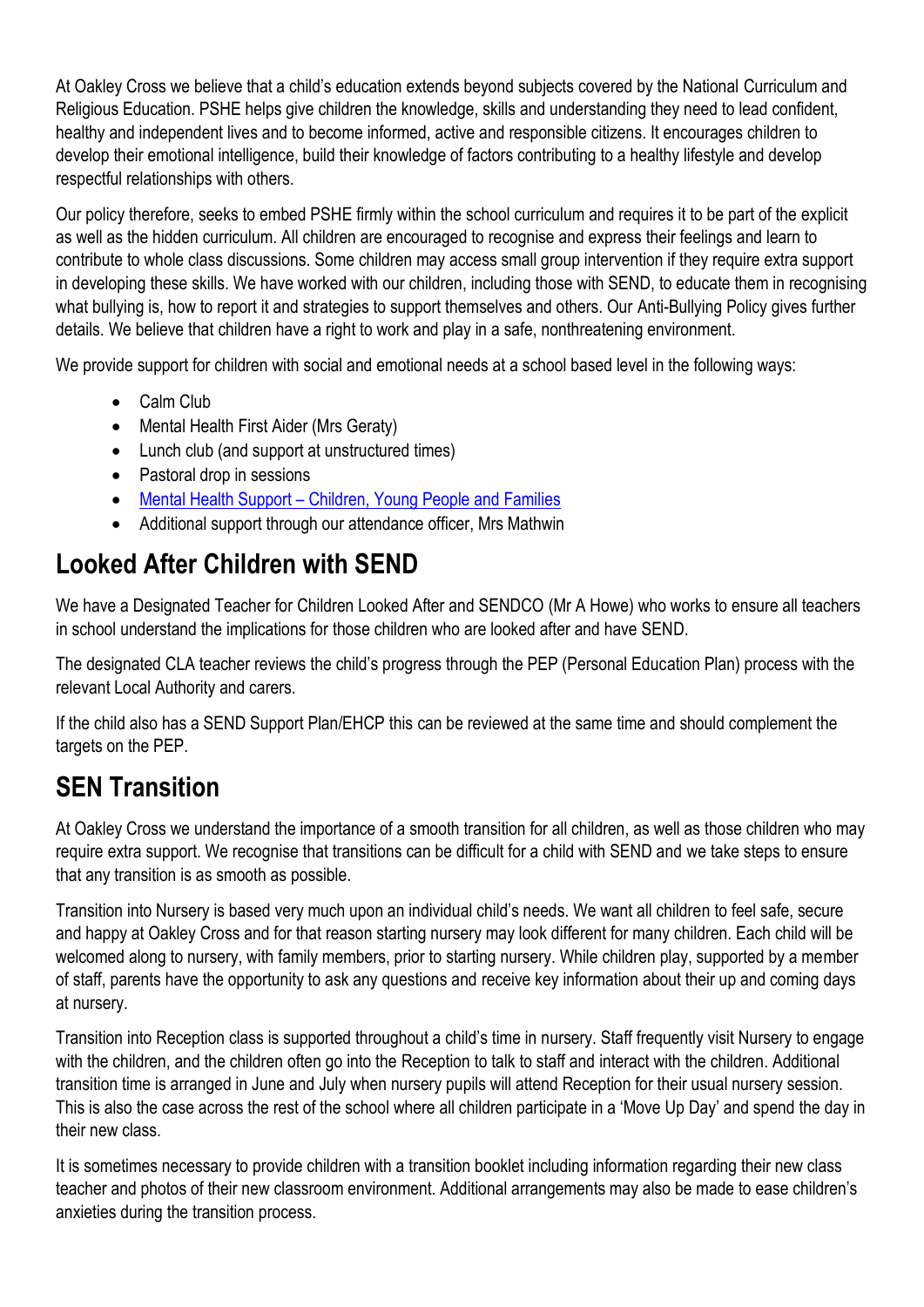At Oakley Cross we believe that a child's education extends beyond subjects covered by the National Curriculum and Religious Education. PSHE helps give children the knowledge, skills and understanding they need to lead confident, healthy and independent lives and to become informed, active and responsible citizens. It encourages children to develop their emotional intelligence, build their knowledge of factors contributing to a healthy lifestyle and develop respectful relationships with others.

Our policy therefore, seeks to embed PSHE firmly within the school curriculum and requires it to be part of the explicit as well as the hidden curriculum. All children are encouraged to recognise and express their feelings and learn to contribute to whole class discussions. Some children may access small group intervention if they require extra support in developing these skills. We have worked with our children, including those with SEND, to educate them in recognising what bullying is, how to report it and strategies to support themselves and others. Our Anti-Bullying Policy gives further details. We believe that children have a right to work and play in a safe, nonthreatening environment.

We provide support for children with social and emotional needs at a school based level in the following ways:

- Calm Club
- Mental Health First Aider (Mrs Geraty)
- Lunch club (and support at unstructured times)
- Pastoral drop in sessions
- Mental Health Support – Children, Young People and Families
- Additional support through our attendance officer, Mrs Mathwin

## Looked After Children with SEND

We have a Designated Teacher for Children Looked After and SENDCO (Mr A Howe) who works to ensure all teachers in school understand the implications for those children who are looked after and have SEND.

The designated CLA teacher reviews the child's progress through the PEP (Personal Education Plan) process with the relevant Local Authority and carers.

If the child also has a SEND Support Plan/EHCP this can be reviewed at the same time and should complement the targets on the PEP.

## SEN Transition

At Oakley Cross we understand the importance of a smooth transition for all children, as well as those children who may require extra support. We recognise that transitions can be difficult for a child with SEND and we take steps to ensure that any transition is as smooth as possible.

Transition into Nursery is based very much upon an individual child's needs. We want all children to feel safe, secure and happy at Oakley Cross and for that reason starting nursery may look different for many children. Each child will be welcomed along to nursery, with family members, prior to starting nursery. While children play, supported by a member of staff, parents have the opportunity to ask any questions and receive key information about their up and coming days at nursery.

Transition into Reception class is supported throughout a child's time in nursery. Staff frequently visit Nursery to engage with the children, and the children often go into the Reception to talk to staff and interact with the children. Additional transition time is arranged in June and July when nursery pupils will attend Reception for their usual nursery session. This is also the case across the rest of the school where all children participate in a 'Move Up Day' and spend the day in their new class.

It is sometimes necessary to provide children with a transition booklet including information regarding their new class teacher and photos of their new classroom environment. Additional arrangements may also be made to ease children's anxieties during the transition process.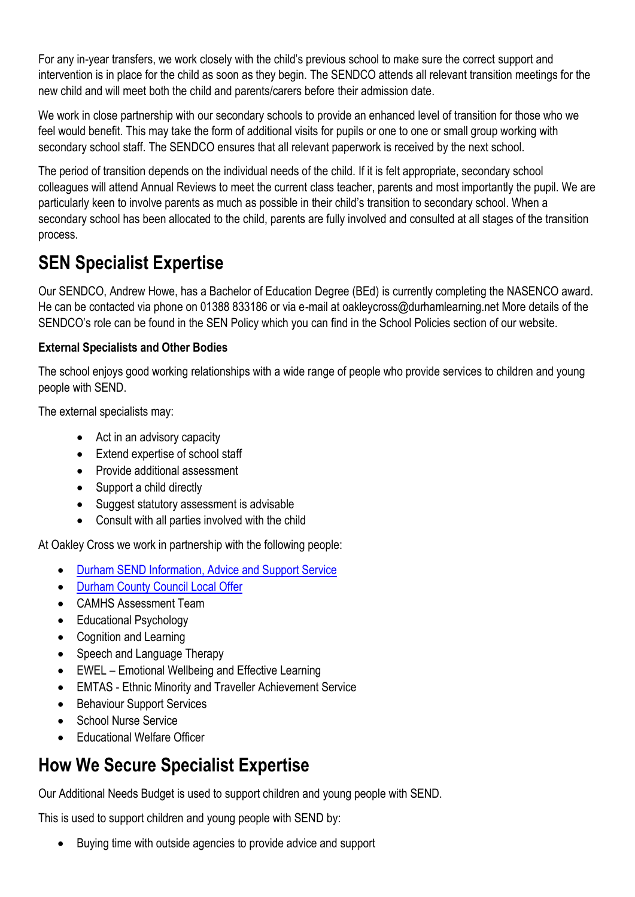For any in-year transfers, we work closely with the child's previous school to make sure the correct support and intervention is in place for the child as soon as they begin. The SENDCO attends all relevant transition meetings for the new child and will meet both the child and parents/carers before their admission date.

We work in close partnership with our secondary schools to provide an enhanced level of transition for those who we feel would benefit. This may take the form of additional visits for pupils or one to one or small group working with secondary school staff. The SENDCO ensures that all relevant paperwork is received by the next school.

The period of transition depends on the individual needs of the child. If it is felt appropriate, secondary school colleagues will attend Annual Reviews to meet the current class teacher, parents and most importantly the pupil. We are particularly keen to involve parents as much as possible in their child's transition to secondary school. When a secondary school has been allocated to the child, parents are fully involved and consulted at all stages of the transition process.

## SEN Specialist Expertise

Our SENDCO, Andrew Howe, has a Bachelor of Education Degree (BEd) is currently completing the NASENCO award. He can be contacted via phone on 01388 833186 or via e-mail at oakleycross@durhamlearning.net More details of the SENDCO's role can be found in the SEN Policy which you can find in the School Policies section of our website.

### External Specialists and Other Bodies

The school enjoys good working relationships with a wide range of people who provide services to children and young people with SEND.

The external specialists may:

- Act in an advisory capacity
- Extend expertise of school staff
- Provide additional assessment
- Support a child directly
- Suggest statutory assessment is advisable
- Consult with all parties involved with the child

At Oakley Cross we work in partnership with the following people:

- Durham SEND Information, Advice and Support Service
- Durham County Council Local Offer
- CAMHS Assessment Team
- Educational Psychology
- Cognition and Learning
- Speech and Language Therapy
- EWEL – Emotional Wellbeing and Effective Learning
- EMTAS - Ethnic Minority and Traveller Achievement Service
- Behaviour Support Services
- School Nurse Service
- Educational Welfare Officer

## How We Secure Specialist Expertise

Our Additional Needs Budget is used to support children and young people with SEND.

This is used to support children and young people with SEND by:

- Buying time with outside agencies to provide advice and support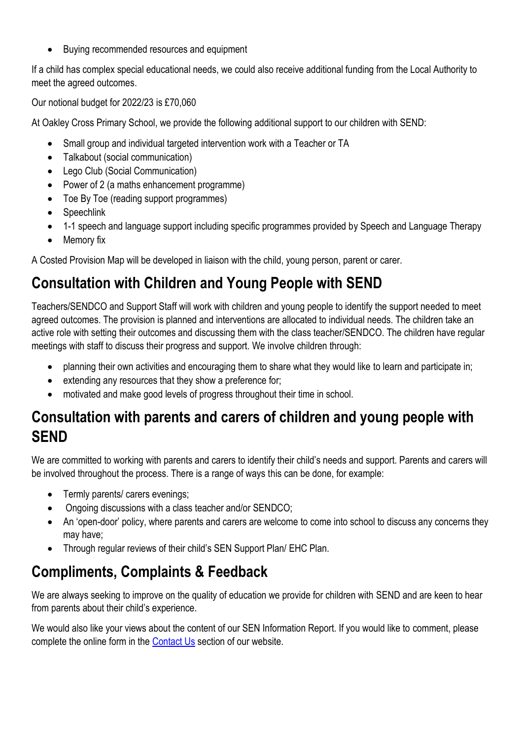- Buying recommended resources and equipment

If a child has complex special educational needs, we could also receive additional funding from the Local Authority to meet the agreed outcomes.

Our notional budget for 2022/23 is £70,060

At Oakley Cross Primary School, we provide the following additional support to our children with SEND:

- Small group and individual targeted intervention work with a Teacher or TA
- Talkabout (social communication)
- Lego Club (Social Communication)
- Power of 2 (a maths enhancement programme)
- Toe By Toe (reading support programmes)
- Speechlink
- 1-1 speech and language support including specific programmes provided by Speech and Language Therapy
- Memory fix

A Costed Provision Map will be developed in liaison with the child, young person, parent or carer.

## Consultation with Children and Young People with SEND

Teachers/SENDCO and Support Staff will work with children and young people to identify the support needed to meet agreed outcomes. The provision is planned and interventions are allocated to individual needs. The children take an active role with setting their outcomes and discussing them with the class teacher/SENDCO. The children have regular meetings with staff to discuss their progress and support. We involve children through:

- planning their own activities and encouraging them to share what they would like to learn and participate in;
- extending any resources that they show a preference for;
- motivated and make good levels of progress throughout their time in school.

## Consultation with parents and carers of children and young people with SEND

We are committed to working with parents and carers to identify their child's needs and support. Parents and carers will be involved throughout the process. There is a range of ways this can be done, for example:

- Termly parents/ carers evenings;
- Ongoing discussions with a class teacher and/or SENDCO;
- An 'open-door' policy, where parents and carers are welcome to come into school to discuss any concerns they may have;
- Through regular reviews of their child's SEN Support Plan/ EHC Plan.

## Compliments, Complaints & Feedback

We are always seeking to improve on the quality of education we provide for children with SEND and are keen to hear from parents about their child's experience.

We would also like your views about the content of our SEN Information Report. If you would like to comment, please complete the online form in the Contact Us section of our website.